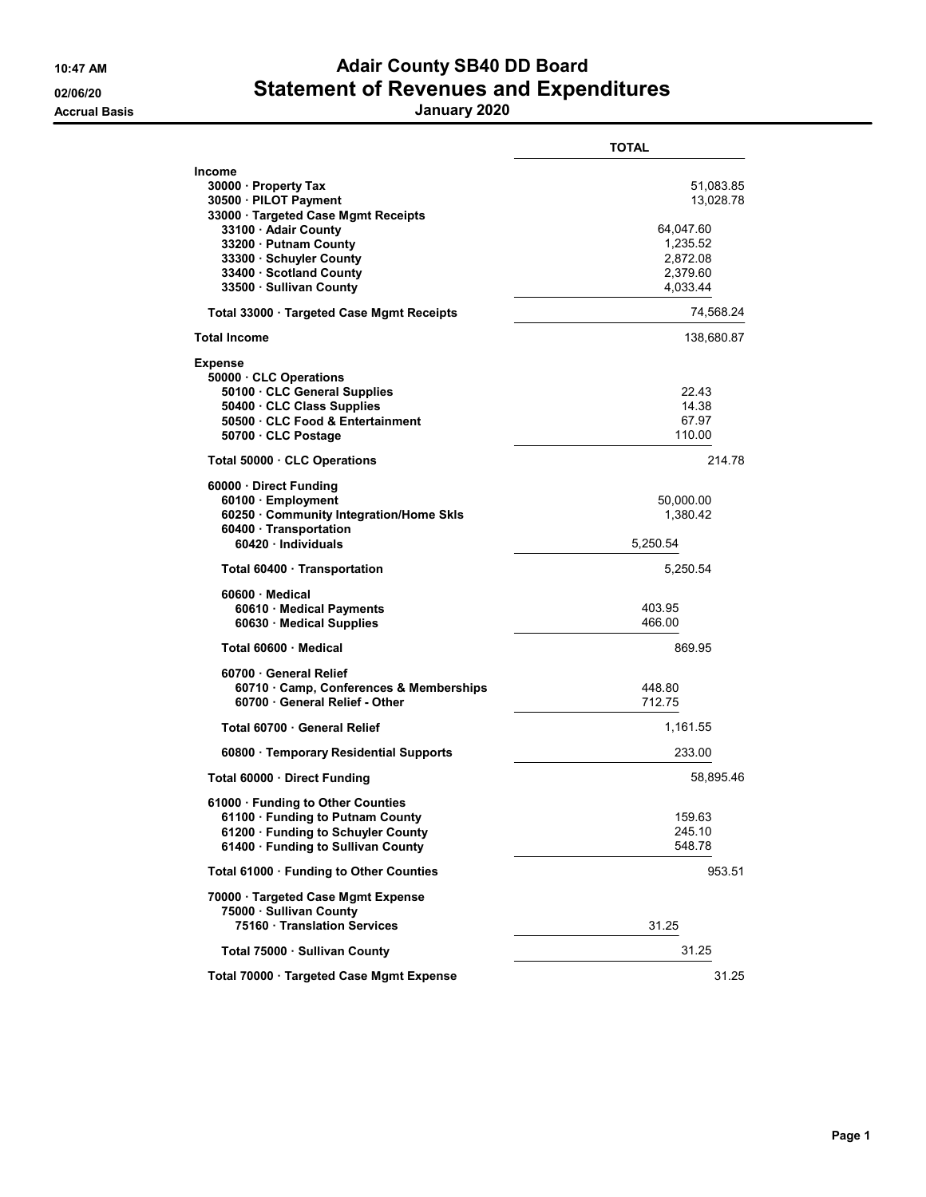# Adair County SB40 DD Board

## Statement of Revenues and Expenditures

**January 2020**

10:47 AM
02/06/20
Accrual Basis

| | TOTAL |
|---|---|
| **Income** | |
| 30000 · Property Tax | 51,083.85 |
| 30500 · PILOT Payment | 13,028.78 |
| 33000 · Targeted Case Mgmt Receipts | |
| 33100 · Adair County | 64,047.60 |
| 33200 · Putnam County | 1,235.52 |
| 33300 · Schuyler County | 2,872.08 |
| 33400 · Scotland County | 2,379.60 |
| 33500 · Sullivan County | 4,033.44 |
| Total 33000 · Targeted Case Mgmt Receipts | 74,568.24 |
| **Total Income** | 138,680.87 |
| **Expense** | |
| 50000 · CLC Operations | |
| 50100 · CLC General Supplies | 22.43 |
| 50400 · CLC Class Supplies | 14.38 |
| 50500 · CLC Food & Entertainment | 67.97 |
| 50700 · CLC Postage | 110.00 |
| Total 50000 · CLC Operations | 214.78 |
| 60000 · Direct Funding | |
| 60100 · Employment | 50,000.00 |
| 60250 · Community Integration/Home Skls | 1,380.42 |
| 60400 · Transportation | |
| 60420 · Individuals | 5,250.54 |
| Total 60400 · Transportation | 5,250.54 |
| 60600 · Medical | |
| 60610 · Medical Payments | 403.95 |
| 60630 · Medical Supplies | 466.00 |
| Total 60600 · Medical | 869.95 |
| 60700 · General Relief | |
| 60710 · Camp, Conferences & Memberships | 448.80 |
| 60700 · General Relief - Other | 712.75 |
| Total 60700 · General Relief | 1,161.55 |
| 60800 · Temporary Residential Supports | 233.00 |
| Total 60000 · Direct Funding | 58,895.46 |
| 61000 · Funding to Other Counties | |
| 61100 · Funding to Putnam County | 159.63 |
| 61200 · Funding to Schuyler County | 245.10 |
| 61400 · Funding to Sullivan County | 548.78 |
| Total 61000 · Funding to Other Counties | 953.51 |
| 70000 · Targeted Case Mgmt Expense | |
| 75000 · Sullivan County | |
| 75160 · Translation Services | 31.25 |
| Total 75000 · Sullivan County | 31.25 |
| Total 70000 · Targeted Case Mgmt Expense | 31.25 |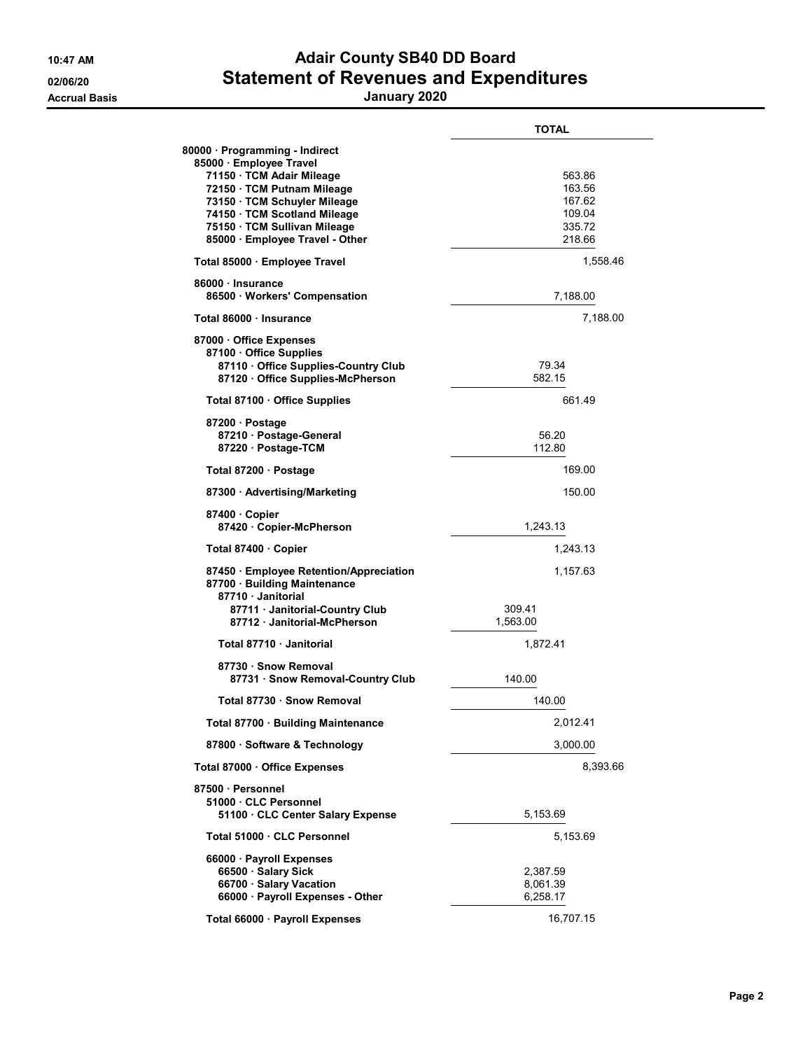# Adair County SB40 DD Board

## Statement of Revenues and Expenditures

**January 2020**

10:47 AM
02/06/20
Accrual Basis

| | TOTAL | |
|---|---|---|
| **80000 · Programming - Indirect** | | |
| **85000 · Employee Travel** | | |
| 71150 · TCM Adair Mileage | | 563.86 |
| 72150 · TCM Putnam Mileage | | 163.56 |
| 73150 · TCM Schuyler Mileage | | 167.62 |
| 74150 · TCM Scotland Mileage | | 109.04 |
| 75150 · TCM Sullivan Mileage | | 335.72 |
| 85000 · Employee Travel - Other | | 218.66 |
| **Total 85000 · Employee Travel** | | 1,558.46 |
| **86000 · Insurance** | | |
| 86500 · Workers' Compensation | | 7,188.00 |
| **Total 86000 · Insurance** | | 7,188.00 |
| **87000 · Office Expenses** | | |
| **87100 · Office Supplies** | | |
| 87110 · Office Supplies-Country Club | 79.34 | |
| 87120 · Office Supplies-McPherson | 582.15 | |
| **Total 87100 · Office Supplies** | | 661.49 |
| **87200 · Postage** | | |
| 87210 · Postage-General | 56.20 | |
| 87220 · Postage-TCM | 112.80 | |
| **Total 87200 · Postage** | | 169.00 |
| 87300 · Advertising/Marketing | | 150.00 |
| **87400 · Copier** | | |
| 87420 · Copier-McPherson | 1,243.13 | |
| **Total 87400 · Copier** | | 1,243.13 |
| 87450 · Employee Retention/Appreciation | | 1,157.63 |
| **87700 · Building Maintenance** | | |
| **87710 · Janitorial** | | |
| 87711 · Janitorial-Country Club | 309.41 | |
| 87712 · Janitorial-McPherson | 1,563.00 | |
| **Total 87710 · Janitorial** | 1,872.41 | |
| **87730 · Snow Removal** | | |
| 87731 · Snow Removal-Country Club | 140.00 | |
| **Total 87730 · Snow Removal** | 140.00 | |
| **Total 87700 · Building Maintenance** | | 2,012.41 |
| 87800 · Software & Technology | | 3,000.00 |
| **Total 87000 · Office Expenses** | | 8,393.66 |
| **87500 · Personnel** | | |
| **51000 · CLC Personnel** | | |
| 51100 · CLC Center Salary Expense | | 5,153.69 |
| **Total 51000 · CLC Personnel** | | 5,153.69 |
| **66000 · Payroll Expenses** | | |
| 66500 · Salary Sick | 2,387.59 | |
| 66700 · Salary Vacation | 8,061.39 | |
| 66000 · Payroll Expenses - Other | 6,258.17 | |
| **Total 66000 · Payroll Expenses** | | 16,707.15 |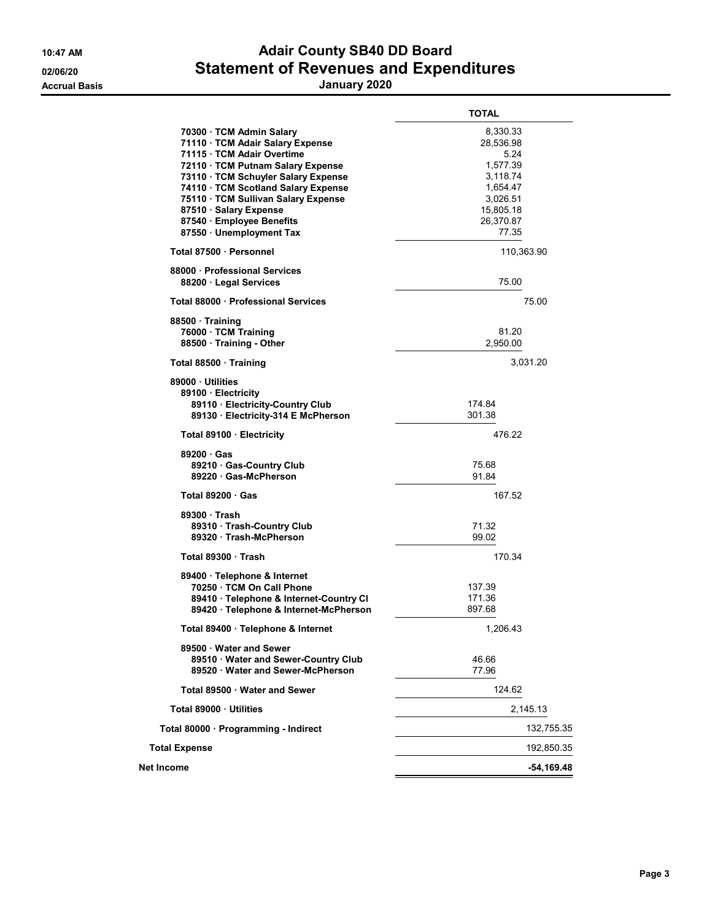# Adair County SB40 DD Board
# Statement of Revenues and Expenditures
## January 2020

10:47 AM
02/06/20
Accrual Basis

| | TOTAL |
|---|---|
| 70300 · TCM Admin Salary | 8,330.33 |
| 71110 · TCM Adair Salary Expense | 28,536.98 |
| 71115 · TCM Adair Overtime | 5.24 |
| 72110 · TCM Putnam Salary Expense | 1,577.39 |
| 73110 · TCM Schuyler Salary Expense | 3,118.74 |
| 74110 · TCM Scotland Salary Expense | 1,654.47 |
| 75110 · TCM Sullivan Salary Expense | 3,026.51 |
| 87510 · Salary Expense | 15,805.18 |
| 87540 · Employee Benefits | 26,370.87 |
| 87550 · Unemployment Tax | 77.35 |
| **Total 87500 · Personnel** | 110,363.90 |
| **88000 · Professional Services** | |
| 88200 · Legal Services | 75.00 |
| **Total 88000 · Professional Services** | 75.00 |
| **88500 · Training** | |
| 76000 · TCM Training | 81.20 |
| 88500 · Training - Other | 2,950.00 |
| **Total 88500 · Training** | 3,031.20 |
| **89000 · Utilities** | |
| 89100 · Electricity | |
| 89110 · Electricity-Country Club | 174.84 |
| 89130 · Electricity-314 E McPherson | 301.38 |
| **Total 89100 · Electricity** | 476.22 |
| 89200 · Gas | |
| 89210 · Gas-Country Club | 75.68 |
| 89220 · Gas-McPherson | 91.84 |
| **Total 89200 · Gas** | 167.52 |
| 89300 · Trash | |
| 89310 · Trash-Country Club | 71.32 |
| 89320 · Trash-McPherson | 99.02 |
| **Total 89300 · Trash** | 170.34 |
| 89400 · Telephone & Internet | |
| 70250 · TCM On Call Phone | 137.39 |
| 89410 · Telephone & Internet-Country Cl | 171.36 |
| 89420 · Telephone & Internet-McPherson | 897.68 |
| **Total 89400 · Telephone & Internet** | 1,206.43 |
| 89500 · Water and Sewer | |
| 89510 · Water and Sewer-Country Club | 46.66 |
| 89520 · Water and Sewer-McPherson | 77.96 |
| **Total 89500 · Water and Sewer** | 124.62 |
| **Total 89000 · Utilities** | 2,145.13 |
| **Total 80000 · Programming - Indirect** | 132,755.35 |
| **Total Expense** | 192,850.35 |
| **Net Income** | **-54,169.48** |